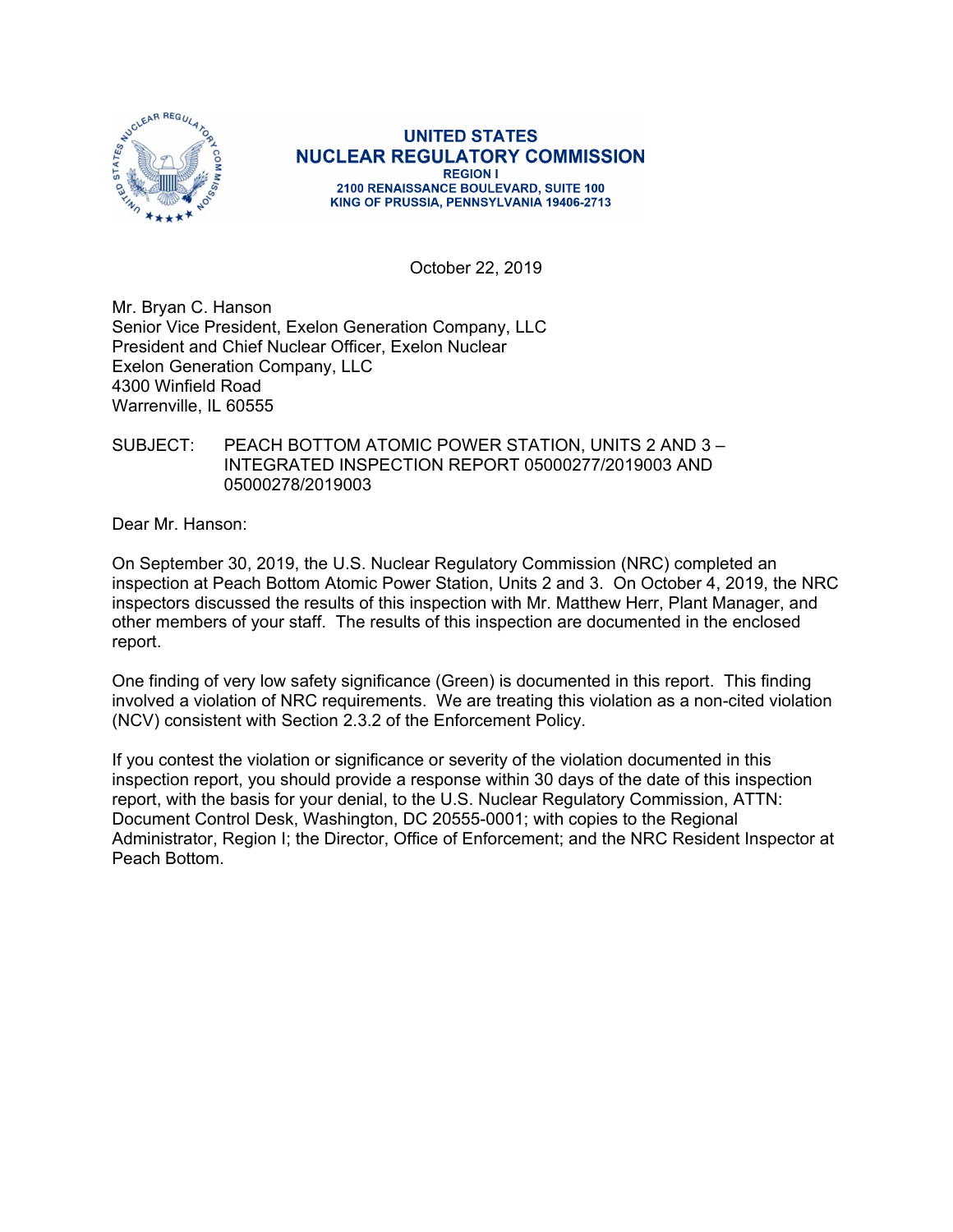**UNITED STATES**
**NUCLEAR REGULATORY COMMISSION**
**REGION I**
**2100 RENAISSANCE BOULEVARD, SUITE 100**
**KING OF PRUSSIA, PENNSYLVANIA 19406-2713**

October 22, 2019

Mr. Bryan C. Hanson
Senior Vice President, Exelon Generation Company, LLC
President and Chief Nuclear Officer, Exelon Nuclear
Exelon Generation Company, LLC
4300 Winfield Road
Warrenville, IL 60555

SUBJECT: PEACH BOTTOM ATOMIC POWER STATION, UNITS 2 AND 3 – INTEGRATED INSPECTION REPORT 05000277/2019003 AND 05000278/2019003

Dear Mr. Hanson:

On September 30, 2019, the U.S. Nuclear Regulatory Commission (NRC) completed an inspection at Peach Bottom Atomic Power Station, Units 2 and 3. On October 4, 2019, the NRC inspectors discussed the results of this inspection with Mr. Matthew Herr, Plant Manager, and other members of your staff. The results of this inspection are documented in the enclosed report.

One finding of very low safety significance (Green) is documented in this report. This finding involved a violation of NRC requirements. We are treating this violation as a non-cited violation (NCV) consistent with Section 2.3.2 of the Enforcement Policy.

If you contest the violation or significance or severity of the violation documented in this inspection report, you should provide a response within 30 days of the date of this inspection report, with the basis for your denial, to the U.S. Nuclear Regulatory Commission, ATTN: Document Control Desk, Washington, DC 20555-0001; with copies to the Regional Administrator, Region I; the Director, Office of Enforcement; and the NRC Resident Inspector at Peach Bottom.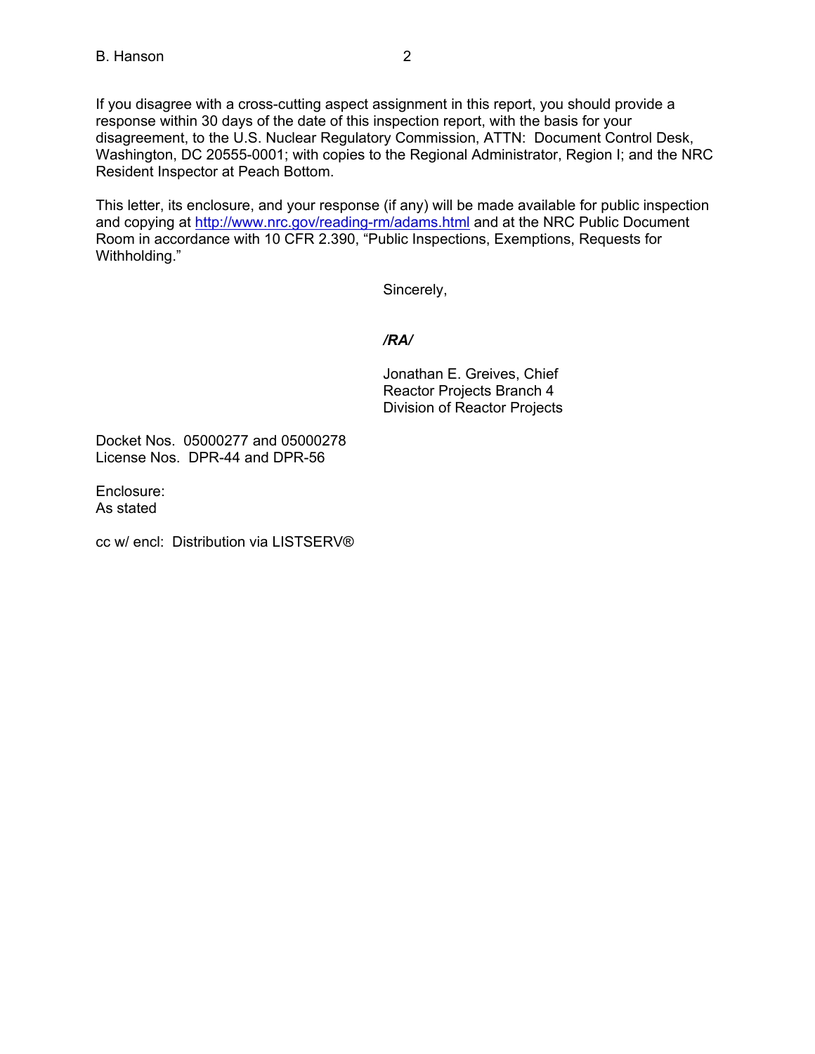If you disagree with a cross-cutting aspect assignment in this report, you should provide a response within 30 days of the date of this inspection report, with the basis for your disagreement, to the U.S. Nuclear Regulatory Commission, ATTN: Document Control Desk, Washington, DC 20555-0001; with copies to the Regional Administrator, Region I; and the NRC Resident Inspector at Peach Bottom.

This letter, its enclosure, and your response (if any) will be made available for public inspection and copying at http://www.nrc.gov/reading-rm/adams.html and at the NRC Public Document Room in accordance with 10 CFR 2.390, "Public Inspections, Exemptions, Requests for Withholding."

Sincerely,

*/RA/*

Jonathan E. Greives, Chief
Reactor Projects Branch 4
Division of Reactor Projects

Docket Nos. 05000277 and 05000278
License Nos. DPR-44 and DPR-56

Enclosure:
As stated

cc w/ encl: Distribution via LISTSERV®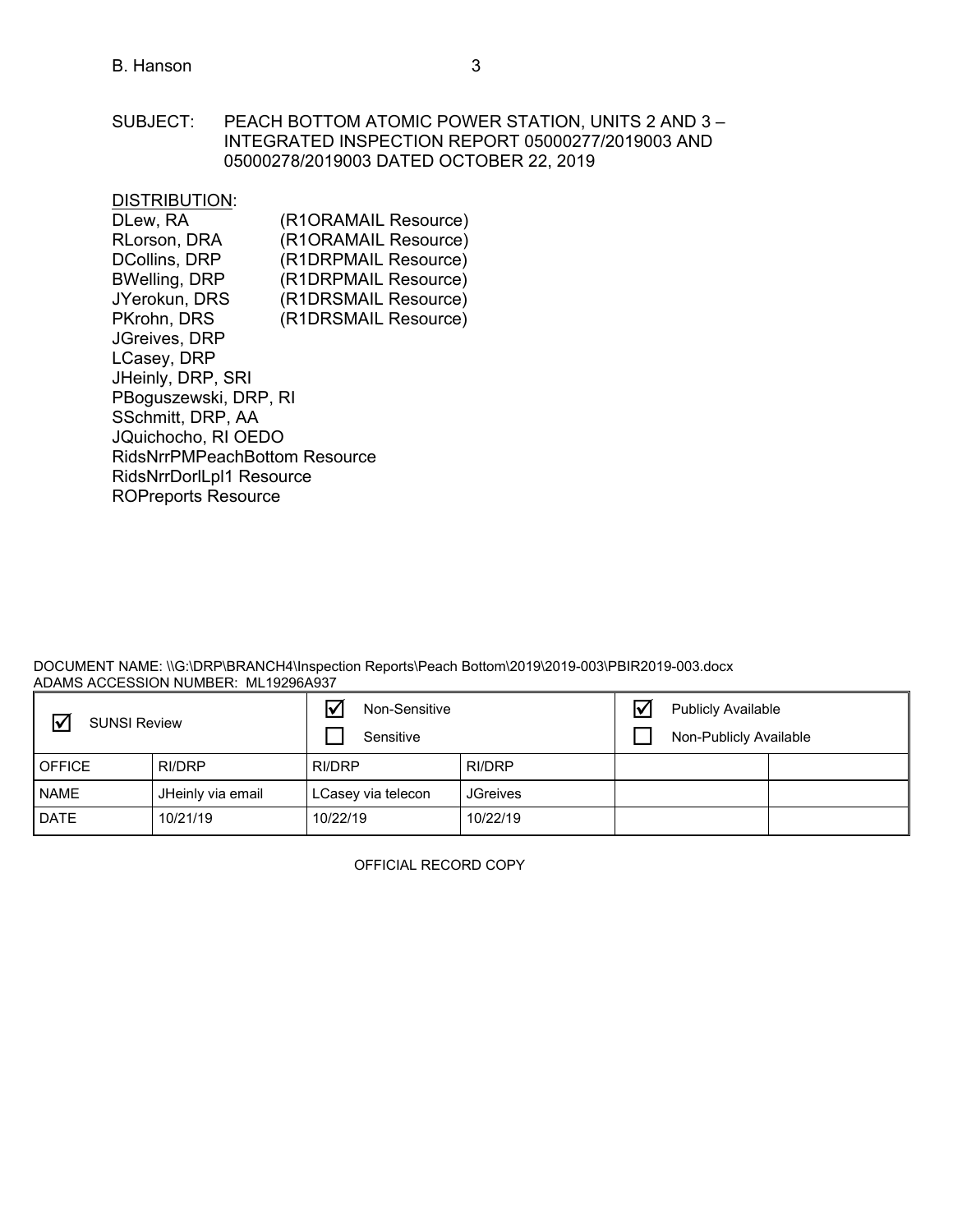SUBJECT: PEACH BOTTOM ATOMIC POWER STATION, UNITS 2 AND 3 – INTEGRATED INSPECTION REPORT 05000277/2019003 AND 05000278/2019003 DATED OCTOBER 22, 2019

DISTRIBUTION:

DLew, RA (R1ORAMAIL Resource)
RLorson, DRA (R1ORAMAIL Resource)
DCollins, DRP (R1DRPMAIL Resource)
BWelling, DRP (R1DRPMAIL Resource)
JYerokun, DRS (R1DRSMAIL Resource)
PKrohn, DRS (R1DRSMAIL Resource)
JGreives, DRP
LCasey, DRP
JHeinly, DRP, SRI
PBoguszewski, DRP, RI
SSchmitt, DRP, AA
JQuichocho, RI OEDO
RidsNrrPMPeachBottom Resource
RidsNrrDorlLpl1 Resource
ROPreports Resource

DOCUMENT NAME: \\G:\DRP\BRANCH4\Inspection Reports\Peach Bottom\2019\2019-003\PBIR2019-003.docx
ADAMS ACCESSION NUMBER: ML19296A937

| ☑ SUNSI Review | | ☑ Non-Sensitive ☐ Sensitive | | ☑ Publicly Available ☐ Non-Publicly Available | |
|---|---|---|---|---|---|
| OFFICE | RI/DRP | RI/DRP | RI/DRP | | |
| NAME | JHeinly via email | LCasey via telecon | JGreives | | |
| DATE | 10/21/19 | 10/22/19 | 10/22/19 | | |

OFFICIAL RECORD COPY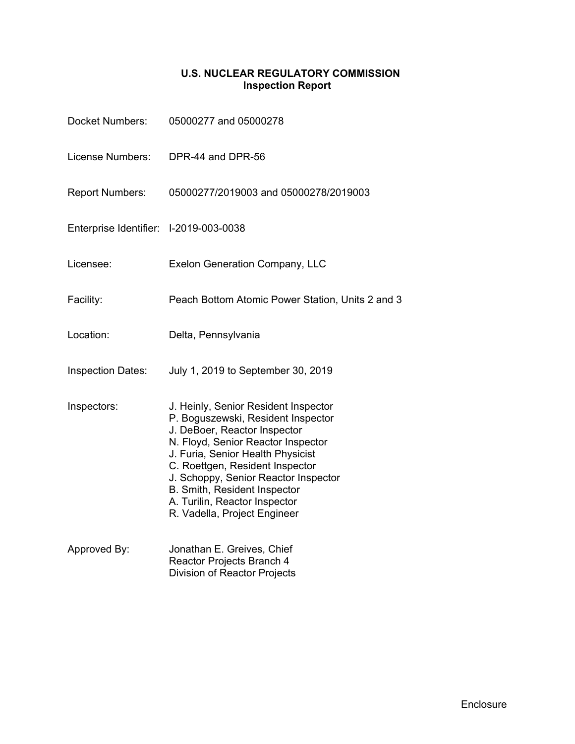# U.S. NUCLEAR REGULATORY COMMISSION
## Inspection Report

| | |
|---|---|
| Docket Numbers: | 05000277 and 05000278 |
| License Numbers: | DPR-44 and DPR-56 |
| Report Numbers: | 05000277/2019003 and 05000278/2019003 |
| Enterprise Identifier: | I-2019-003-0038 |
| Licensee: | Exelon Generation Company, LLC |
| Facility: | Peach Bottom Atomic Power Station, Units 2 and 3 |
| Location: | Delta, Pennsylvania |
| Inspection Dates: | July 1, 2019 to September 30, 2019 |
| Inspectors: | J. Heinly, Senior Resident Inspector<br>P. Boguszewski, Resident Inspector<br>J. DeBoer, Reactor Inspector<br>N. Floyd, Senior Reactor Inspector<br>J. Furia, Senior Health Physicist<br>C. Roettgen, Resident Inspector<br>J. Schoppy, Senior Reactor Inspector<br>B. Smith, Resident Inspector<br>A. Turilin, Reactor Inspector<br>R. Vadella, Project Engineer |
| Approved By: | Jonathan E. Greives, Chief<br>Reactor Projects Branch 4<br>Division of Reactor Projects |

Enclosure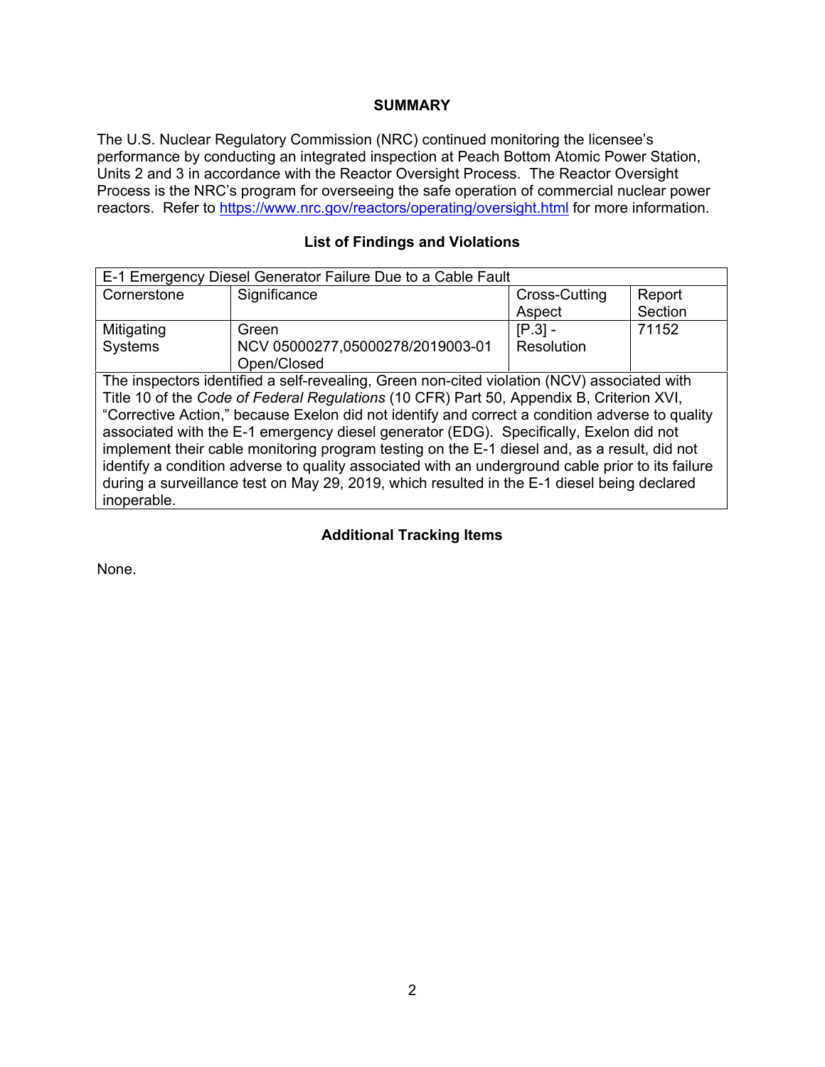## SUMMARY

The U.S. Nuclear Regulatory Commission (NRC) continued monitoring the licensee's performance by conducting an integrated inspection at Peach Bottom Atomic Power Station, Units 2 and 3 in accordance with the Reactor Oversight Process. The Reactor Oversight Process is the NRC's program for overseeing the safe operation of commercial nuclear power reactors. Refer to https://www.nrc.gov/reactors/operating/oversight.html for more information.

### List of Findings and Violations

| E-1 Emergency Diesel Generator Failure Due to a Cable Fault | | | |
|---|---|---|---|
| Cornerstone | Significance | Cross-Cutting Aspect | Report Section |
| Mitigating Systems | Green<br>NCV 05000277,05000278/2019003-01<br>Open/Closed | [P.3] - Resolution | 71152 |
| The inspectors identified a self-revealing, Green non-cited violation (NCV) associated with Title 10 of the *Code of Federal Regulations* (10 CFR) Part 50, Appendix B, Criterion XVI, "Corrective Action," because Exelon did not identify and correct a condition adverse to quality associated with the E-1 emergency diesel generator (EDG). Specifically, Exelon did not implement their cable monitoring program testing on the E-1 diesel and, as a result, did not identify a condition adverse to quality associated with an underground cable prior to its failure during a surveillance test on May 29, 2019, which resulted in the E-1 diesel being declared inoperable. | | | |

### Additional Tracking Items

None.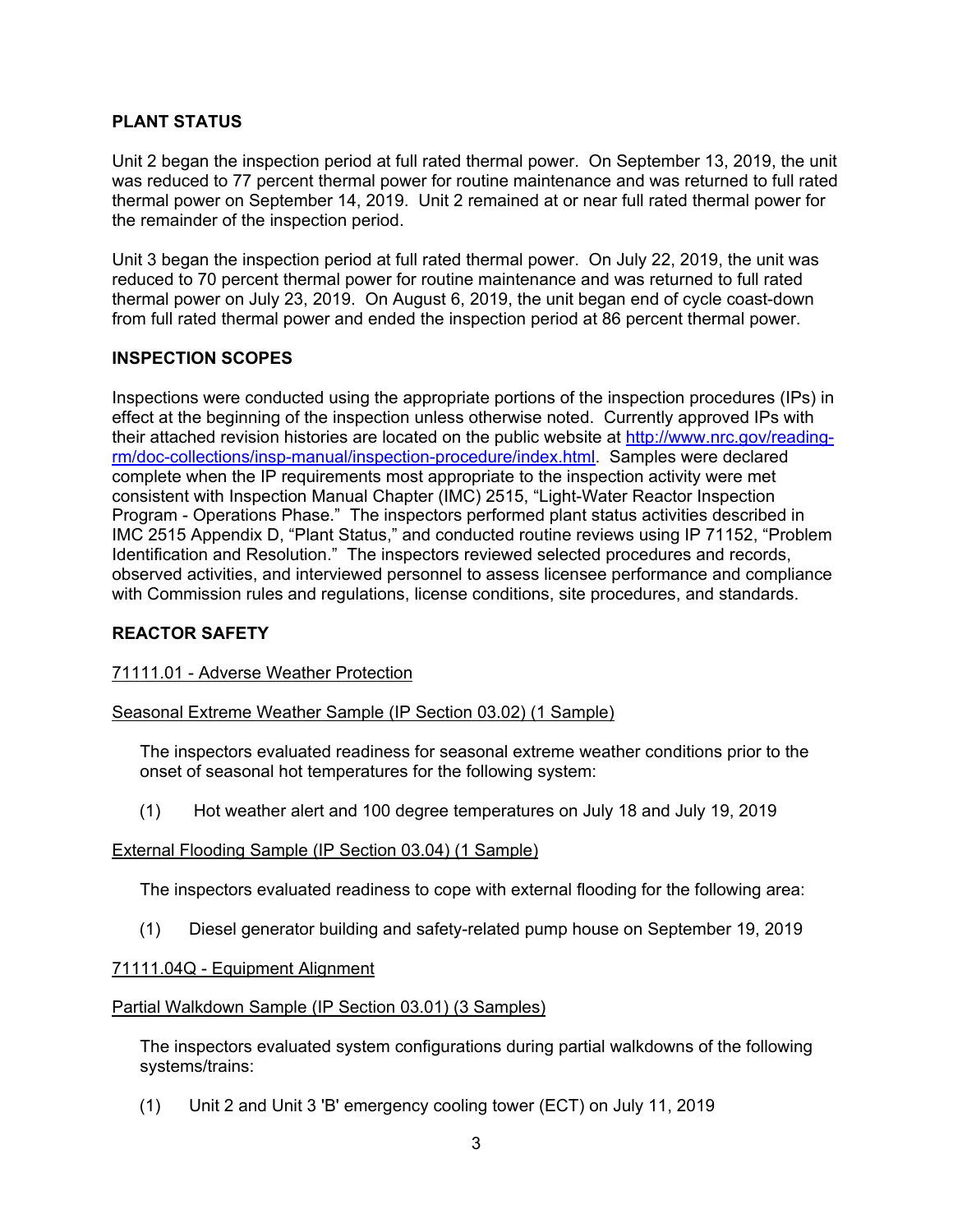## PLANT STATUS

Unit 2 began the inspection period at full rated thermal power. On September 13, 2019, the unit was reduced to 77 percent thermal power for routine maintenance and was returned to full rated thermal power on September 14, 2019. Unit 2 remained at or near full rated thermal power for the remainder of the inspection period.

Unit 3 began the inspection period at full rated thermal power. On July 22, 2019, the unit was reduced to 70 percent thermal power for routine maintenance and was returned to full rated thermal power on July 23, 2019. On August 6, 2019, the unit began end of cycle coast-down from full rated thermal power and ended the inspection period at 86 percent thermal power.

## INSPECTION SCOPES

Inspections were conducted using the appropriate portions of the inspection procedures (IPs) in effect at the beginning of the inspection unless otherwise noted. Currently approved IPs with their attached revision histories are located on the public website at http://www.nrc.gov/reading-rm/doc-collections/insp-manual/inspection-procedure/index.html. Samples were declared complete when the IP requirements most appropriate to the inspection activity were met consistent with Inspection Manual Chapter (IMC) 2515, "Light-Water Reactor Inspection Program - Operations Phase." The inspectors performed plant status activities described in IMC 2515 Appendix D, "Plant Status," and conducted routine reviews using IP 71152, "Problem Identification and Resolution." The inspectors reviewed selected procedures and records, observed activities, and interviewed personnel to assess licensee performance and compliance with Commission rules and regulations, license conditions, site procedures, and standards.

## REACTOR SAFETY

### 71111.01 - Adverse Weather Protection

#### Seasonal Extreme Weather Sample (IP Section 03.02) (1 Sample)

The inspectors evaluated readiness for seasonal extreme weather conditions prior to the onset of seasonal hot temperatures for the following system:

(1) Hot weather alert and 100 degree temperatures on July 18 and July 19, 2019

#### External Flooding Sample (IP Section 03.04) (1 Sample)

The inspectors evaluated readiness to cope with external flooding for the following area:

(1) Diesel generator building and safety-related pump house on September 19, 2019

### 71111.04Q - Equipment Alignment

#### Partial Walkdown Sample (IP Section 03.01) (3 Samples)

The inspectors evaluated system configurations during partial walkdowns of the following systems/trains:

(1) Unit 2 and Unit 3 'B' emergency cooling tower (ECT) on July 11, 2019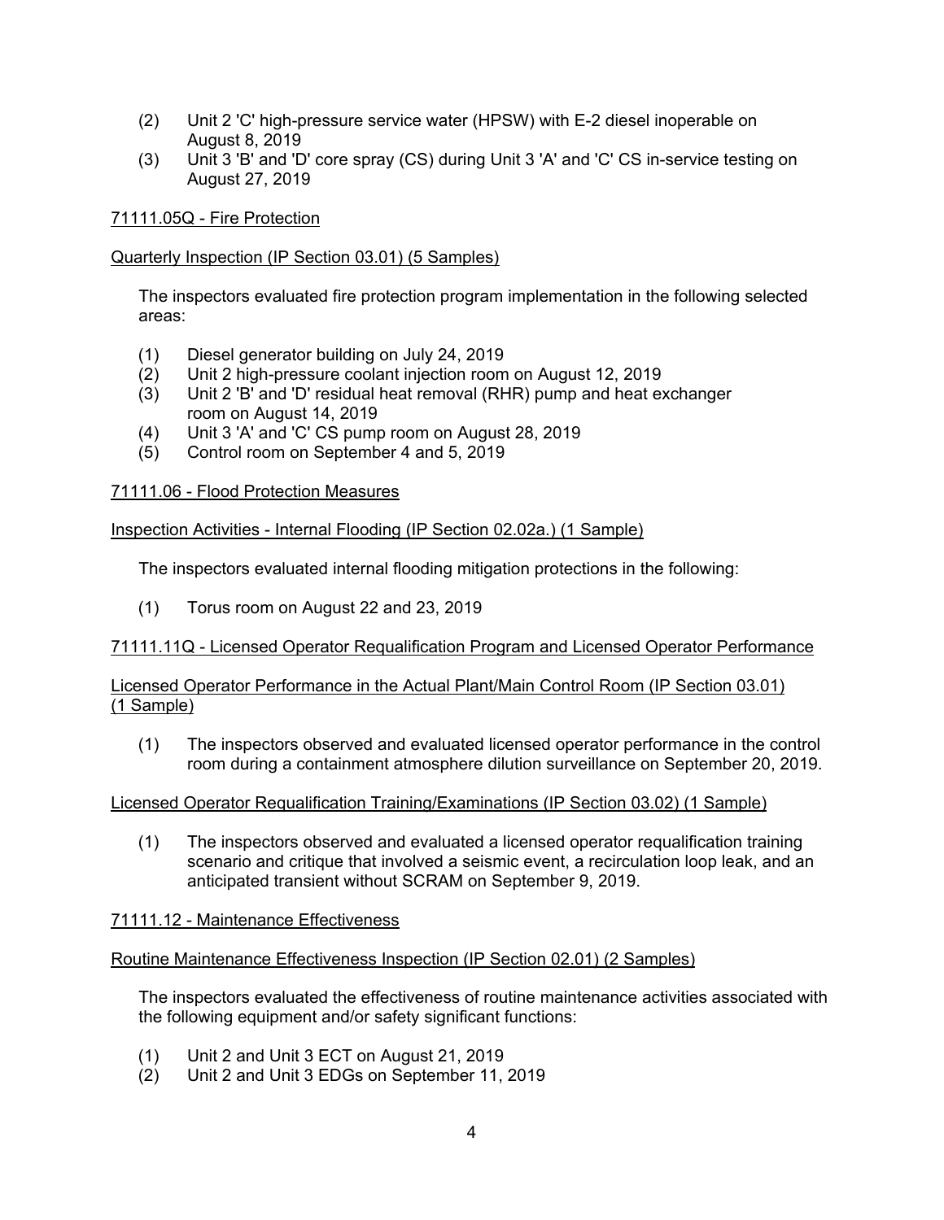(2) Unit 2 'C' high-pressure service water (HPSW) with E-2 diesel inoperable on August 8, 2019

(3) Unit 3 'B' and 'D' core spray (CS) during Unit 3 'A' and 'C' CS in-service testing on August 27, 2019

71111.05Q - Fire Protection

Quarterly Inspection (IP Section 03.01) (5 Samples)

The inspectors evaluated fire protection program implementation in the following selected areas:

(1) Diesel generator building on July 24, 2019
(2) Unit 2 high-pressure coolant injection room on August 12, 2019
(3) Unit 2 'B' and 'D' residual heat removal (RHR) pump and heat exchanger room on August 14, 2019
(4) Unit 3 'A' and 'C' CS pump room on August 28, 2019
(5) Control room on September 4 and 5, 2019

71111.06 - Flood Protection Measures

Inspection Activities - Internal Flooding (IP Section 02.02a.) (1 Sample)

The inspectors evaluated internal flooding mitigation protections in the following:

(1) Torus room on August 22 and 23, 2019

71111.11Q - Licensed Operator Requalification Program and Licensed Operator Performance

Licensed Operator Performance in the Actual Plant/Main Control Room (IP Section 03.01) (1 Sample)

(1) The inspectors observed and evaluated licensed operator performance in the control room during a containment atmosphere dilution surveillance on September 20, 2019.

Licensed Operator Requalification Training/Examinations (IP Section 03.02) (1 Sample)

(1) The inspectors observed and evaluated a licensed operator requalification training scenario and critique that involved a seismic event, a recirculation loop leak, and an anticipated transient without SCRAM on September 9, 2019.

71111.12 - Maintenance Effectiveness

Routine Maintenance Effectiveness Inspection (IP Section 02.01) (2 Samples)

The inspectors evaluated the effectiveness of routine maintenance activities associated with the following equipment and/or safety significant functions:

(1) Unit 2 and Unit 3 ECT on August 21, 2019
(2) Unit 2 and Unit 3 EDGs on September 11, 2019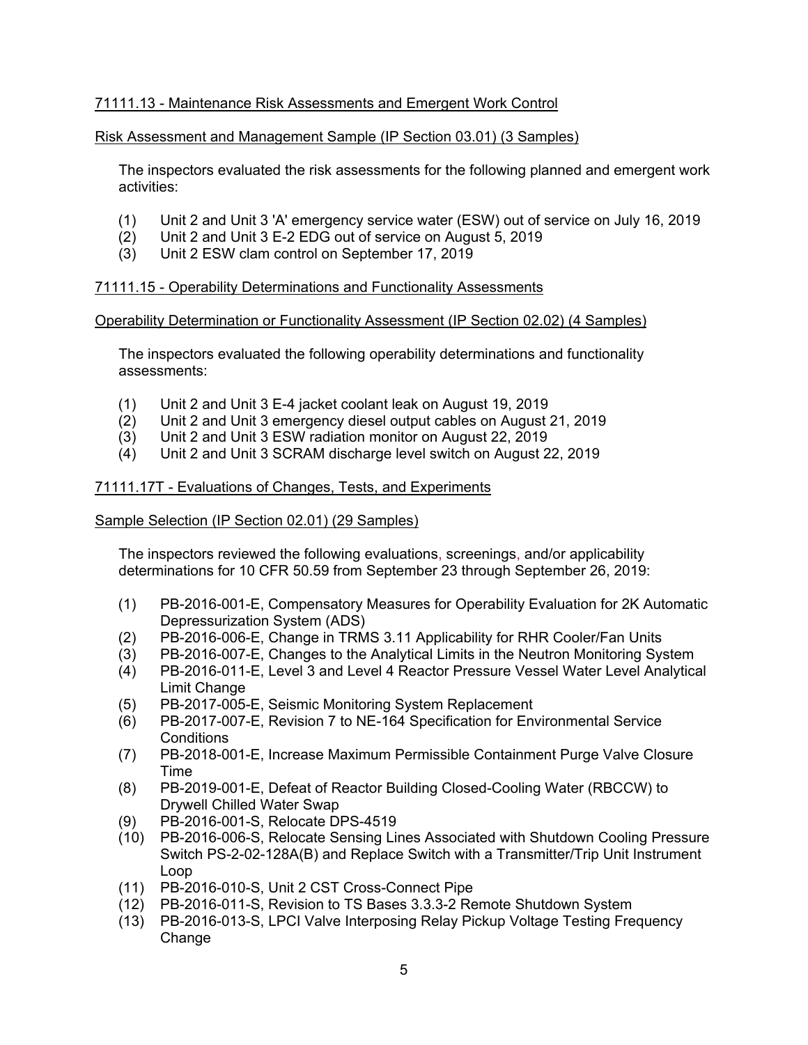71111.13 - Maintenance Risk Assessments and Emergent Work Control

Risk Assessment and Management Sample (IP Section 03.01) (3 Samples)

The inspectors evaluated the risk assessments for the following planned and emergent work activities:

(1) Unit 2 and Unit 3 'A' emergency service water (ESW) out of service on July 16, 2019
(2) Unit 2 and Unit 3 E-2 EDG out of service on August 5, 2019
(3) Unit 2 ESW clam control on September 17, 2019

71111.15 - Operability Determinations and Functionality Assessments

Operability Determination or Functionality Assessment (IP Section 02.02) (4 Samples)

The inspectors evaluated the following operability determinations and functionality assessments:

(1) Unit 2 and Unit 3 E-4 jacket coolant leak on August 19, 2019
(2) Unit 2 and Unit 3 emergency diesel output cables on August 21, 2019
(3) Unit 2 and Unit 3 ESW radiation monitor on August 22, 2019
(4) Unit 2 and Unit 3 SCRAM discharge level switch on August 22, 2019

71111.17T - Evaluations of Changes, Tests, and Experiments

Sample Selection (IP Section 02.01) (29 Samples)

The inspectors reviewed the following evaluations, screenings, and/or applicability determinations for 10 CFR 50.59 from September 23 through September 26, 2019:

(1) PB-2016-001-E, Compensatory Measures for Operability Evaluation for 2K Automatic Depressurization System (ADS)
(2) PB-2016-006-E, Change in TRMS 3.11 Applicability for RHR Cooler/Fan Units
(3) PB-2016-007-E, Changes to the Analytical Limits in the Neutron Monitoring System
(4) PB-2016-011-E, Level 3 and Level 4 Reactor Pressure Vessel Water Level Analytical Limit Change
(5) PB-2017-005-E, Seismic Monitoring System Replacement
(6) PB-2017-007-E, Revision 7 to NE-164 Specification for Environmental Service Conditions
(7) PB-2018-001-E, Increase Maximum Permissible Containment Purge Valve Closure Time
(8) PB-2019-001-E, Defeat of Reactor Building Closed-Cooling Water (RBCCW) to Drywell Chilled Water Swap
(9) PB-2016-001-S, Relocate DPS-4519
(10) PB-2016-006-S, Relocate Sensing Lines Associated with Shutdown Cooling Pressure Switch PS-2-02-128A(B) and Replace Switch with a Transmitter/Trip Unit Instrument Loop
(11) PB-2016-010-S, Unit 2 CST Cross-Connect Pipe
(12) PB-2016-011-S, Revision to TS Bases 3.3.3-2 Remote Shutdown System
(13) PB-2016-013-S, LPCI Valve Interposing Relay Pickup Voltage Testing Frequency Change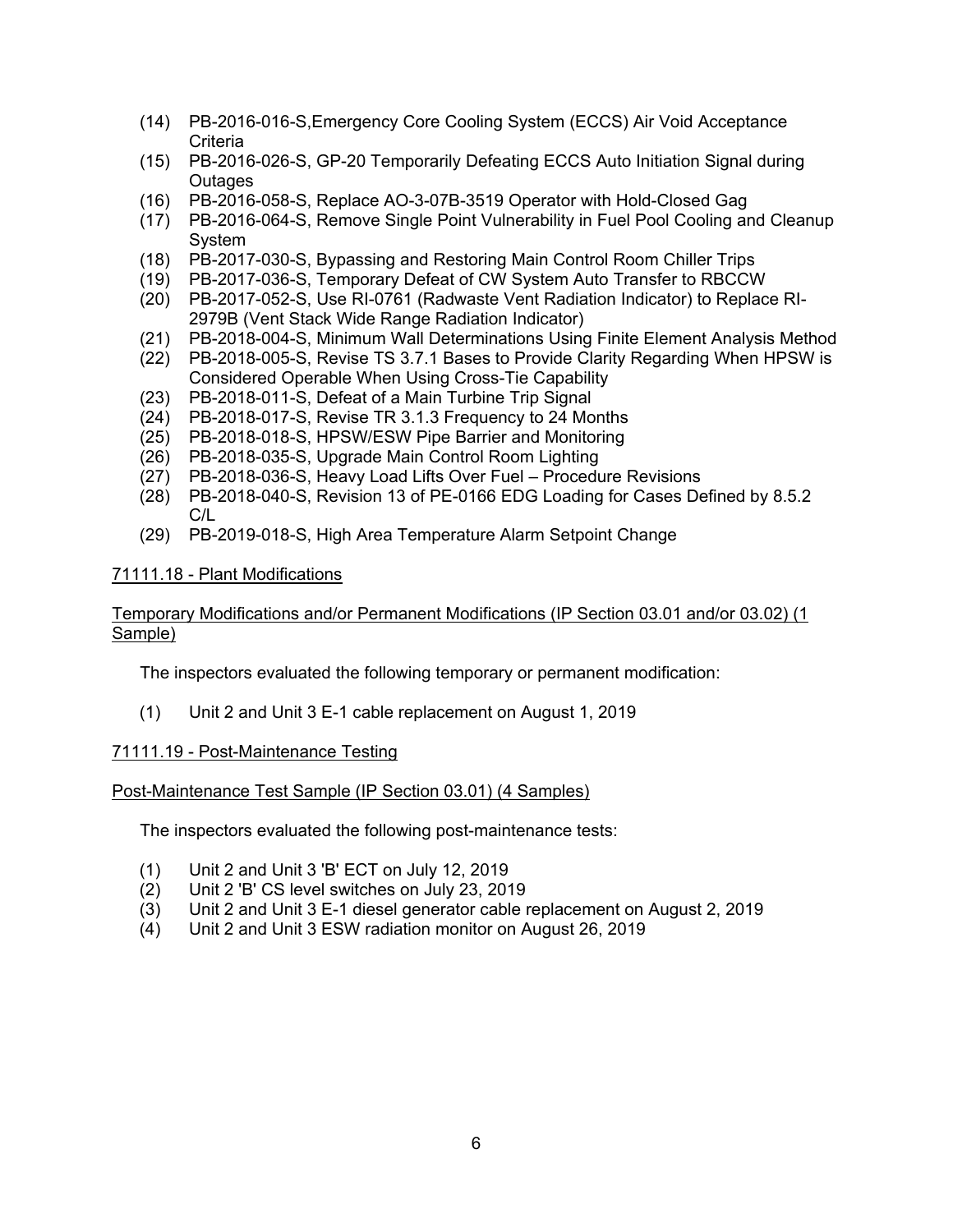(14) PB-2016-016-S,Emergency Core Cooling System (ECCS) Air Void Acceptance Criteria
(15) PB-2016-026-S, GP-20 Temporarily Defeating ECCS Auto Initiation Signal during Outages
(16) PB-2016-058-S, Replace AO-3-07B-3519 Operator with Hold-Closed Gag
(17) PB-2016-064-S, Remove Single Point Vulnerability in Fuel Pool Cooling and Cleanup System
(18) PB-2017-030-S, Bypassing and Restoring Main Control Room Chiller Trips
(19) PB-2017-036-S, Temporary Defeat of CW System Auto Transfer to RBCCW
(20) PB-2017-052-S, Use RI-0761 (Radwaste Vent Radiation Indicator) to Replace RI-2979B (Vent Stack Wide Range Radiation Indicator)
(21) PB-2018-004-S, Minimum Wall Determinations Using Finite Element Analysis Method
(22) PB-2018-005-S, Revise TS 3.7.1 Bases to Provide Clarity Regarding When HPSW is Considered Operable When Using Cross-Tie Capability
(23) PB-2018-011-S, Defeat of a Main Turbine Trip Signal
(24) PB-2018-017-S, Revise TR 3.1.3 Frequency to 24 Months
(25) PB-2018-018-S, HPSW/ESW Pipe Barrier and Monitoring
(26) PB-2018-035-S, Upgrade Main Control Room Lighting
(27) PB-2018-036-S, Heavy Load Lifts Over Fuel – Procedure Revisions
(28) PB-2018-040-S, Revision 13 of PE-0166 EDG Loading for Cases Defined by 8.5.2 C/L
(29) PB-2019-018-S, High Area Temperature Alarm Setpoint Change

71111.18 - Plant Modifications

Temporary Modifications and/or Permanent Modifications (IP Section 03.01 and/or 03.02) (1 Sample)

The inspectors evaluated the following temporary or permanent modification:

(1) Unit 2 and Unit 3 E-1 cable replacement on August 1, 2019

71111.19 - Post-Maintenance Testing

Post-Maintenance Test Sample (IP Section 03.01) (4 Samples)

The inspectors evaluated the following post-maintenance tests:

(1) Unit 2 and Unit 3 'B' ECT on July 12, 2019
(2) Unit 2 'B' CS level switches on July 23, 2019
(3) Unit 2 and Unit 3 E-1 diesel generator cable replacement on August 2, 2019
(4) Unit 2 and Unit 3 ESW radiation monitor on August 26, 2019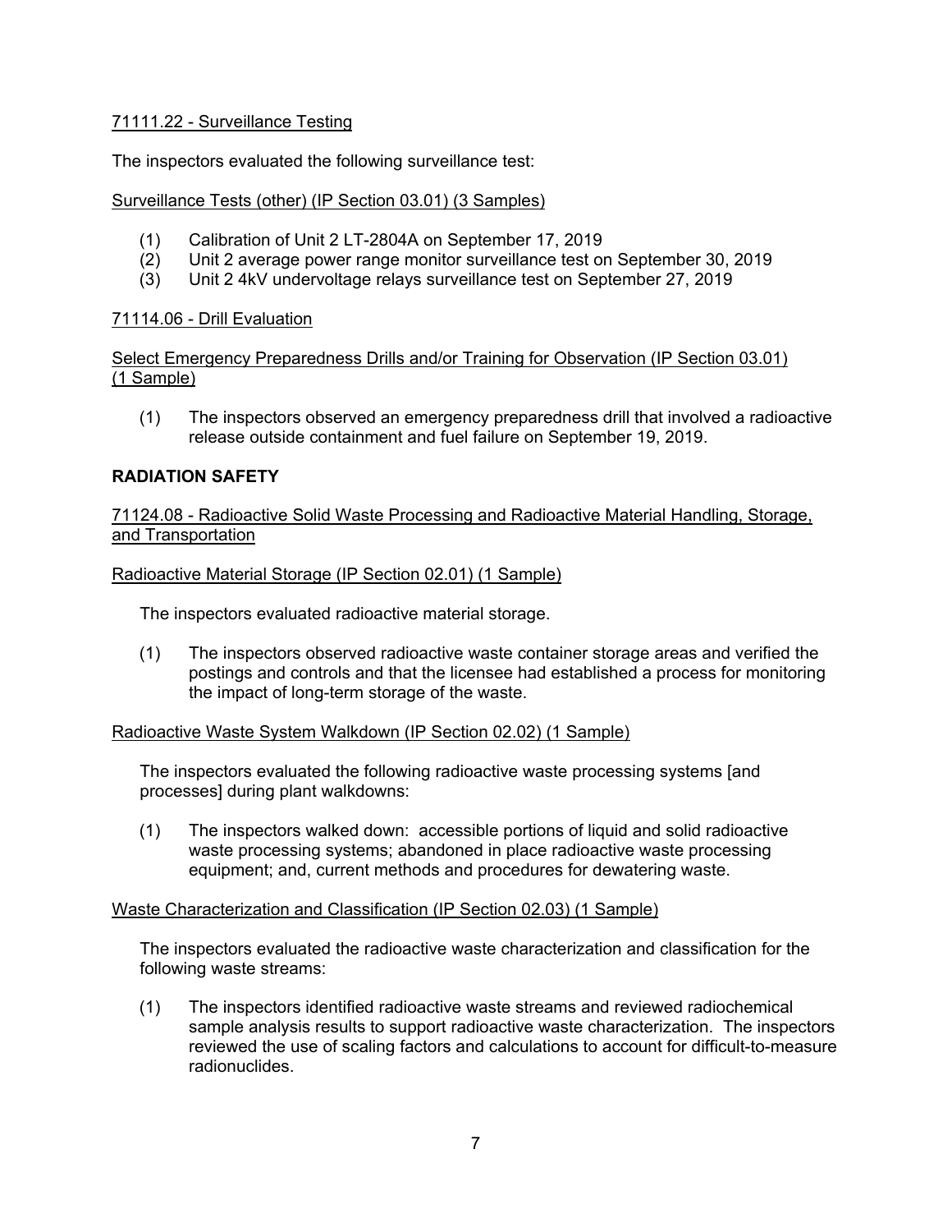71111.22 - Surveillance Testing

The inspectors evaluated the following surveillance test:

Surveillance Tests (other) (IP Section 03.01) (3 Samples)

(1) Calibration of Unit 2 LT-2804A on September 17, 2019
(2) Unit 2 average power range monitor surveillance test on September 30, 2019
(3) Unit 2 4kV undervoltage relays surveillance test on September 27, 2019

71114.06 - Drill Evaluation

Select Emergency Preparedness Drills and/or Training for Observation (IP Section 03.01) (1 Sample)

(1) The inspectors observed an emergency preparedness drill that involved a radioactive release outside containment and fuel failure on September 19, 2019.

## RADIATION SAFETY

71124.08 - Radioactive Solid Waste Processing and Radioactive Material Handling, Storage, and Transportation

Radioactive Material Storage (IP Section 02.01) (1 Sample)

The inspectors evaluated radioactive material storage.

(1) The inspectors observed radioactive waste container storage areas and verified the postings and controls and that the licensee had established a process for monitoring the impact of long-term storage of the waste.

Radioactive Waste System Walkdown (IP Section 02.02) (1 Sample)

The inspectors evaluated the following radioactive waste processing systems [and processes] during plant walkdowns:

(1) The inspectors walked down: accessible portions of liquid and solid radioactive waste processing systems; abandoned in place radioactive waste processing equipment; and, current methods and procedures for dewatering waste.

Waste Characterization and Classification (IP Section 02.03) (1 Sample)

The inspectors evaluated the radioactive waste characterization and classification for the following waste streams:

(1) The inspectors identified radioactive waste streams and reviewed radiochemical sample analysis results to support radioactive waste characterization. The inspectors reviewed the use of scaling factors and calculations to account for difficult-to-measure radionuclides.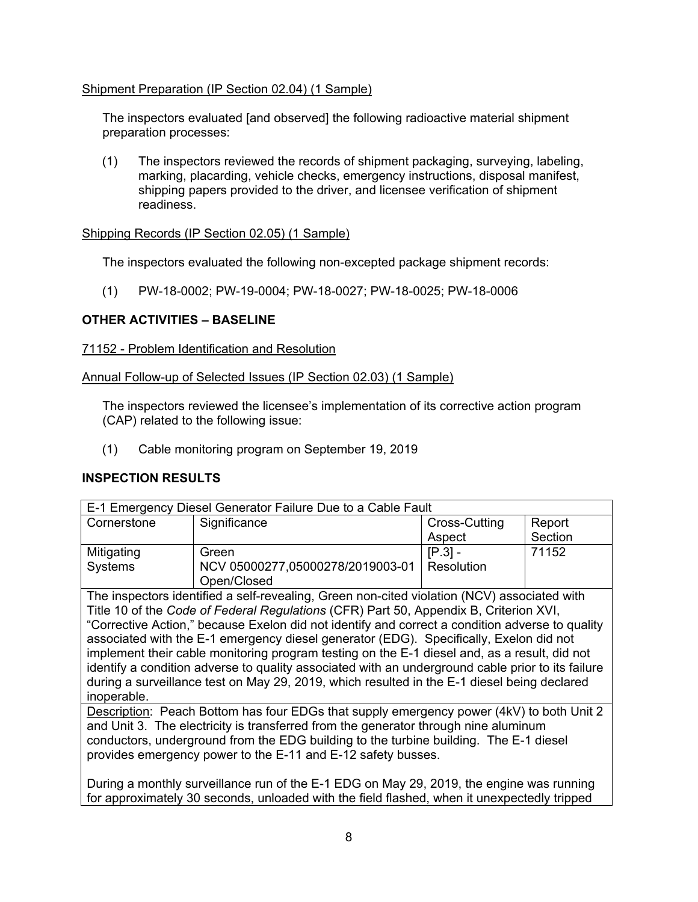Shipment Preparation (IP Section 02.04) (1 Sample)

The inspectors evaluated [and observed] the following radioactive material shipment preparation processes:

(1) The inspectors reviewed the records of shipment packaging, surveying, labeling, marking, placarding, vehicle checks, emergency instructions, disposal manifest, shipping papers provided to the driver, and licensee verification of shipment readiness.

Shipping Records (IP Section 02.05) (1 Sample)

The inspectors evaluated the following non-excepted package shipment records:

(1) PW-18-0002; PW-19-0004; PW-18-0027; PW-18-0025; PW-18-0006

## OTHER ACTIVITIES – BASELINE

71152 - Problem Identification and Resolution

Annual Follow-up of Selected Issues (IP Section 02.03) (1 Sample)

The inspectors reviewed the licensee's implementation of its corrective action program (CAP) related to the following issue:

(1) Cable monitoring program on September 19, 2019

## INSPECTION RESULTS

| E-1 Emergency Diesel Generator Failure Due to a Cable Fault | | | |
|---|---|---|---|
| Cornerstone | Significance | Cross-Cutting Aspect | Report Section |
| Mitigating Systems | Green<br>NCV 05000277,05000278/2019003-01<br>Open/Closed | [P.3] - Resolution | 71152 |
| The inspectors identified a self-revealing, Green non-cited violation (NCV) associated with Title 10 of the *Code of Federal Regulations* (CFR) Part 50, Appendix B, Criterion XVI, "Corrective Action," because Exelon did not identify and correct a condition adverse to quality associated with the E-1 emergency diesel generator (EDG). Specifically, Exelon did not implement their cable monitoring program testing on the E-1 diesel and, as a result, did not identify a condition adverse to quality associated with an underground cable prior to its failure during a surveillance test on May 29, 2019, which resulted in the E-1 diesel being declared inoperable. | | | |
| Description: Peach Bottom has four EDGs that supply emergency power (4kV) to both Unit 2 and Unit 3. The electricity is transferred from the generator through nine aluminum conductors, underground from the EDG building to the turbine building. The E-1 diesel provides emergency power to the E-11 and E-12 safety busses.<br><br>During a monthly surveillance run of the E-1 EDG on May 29, 2019, the engine was running for approximately 30 seconds, unloaded with the field flashed, when it unexpectedly tripped | | | |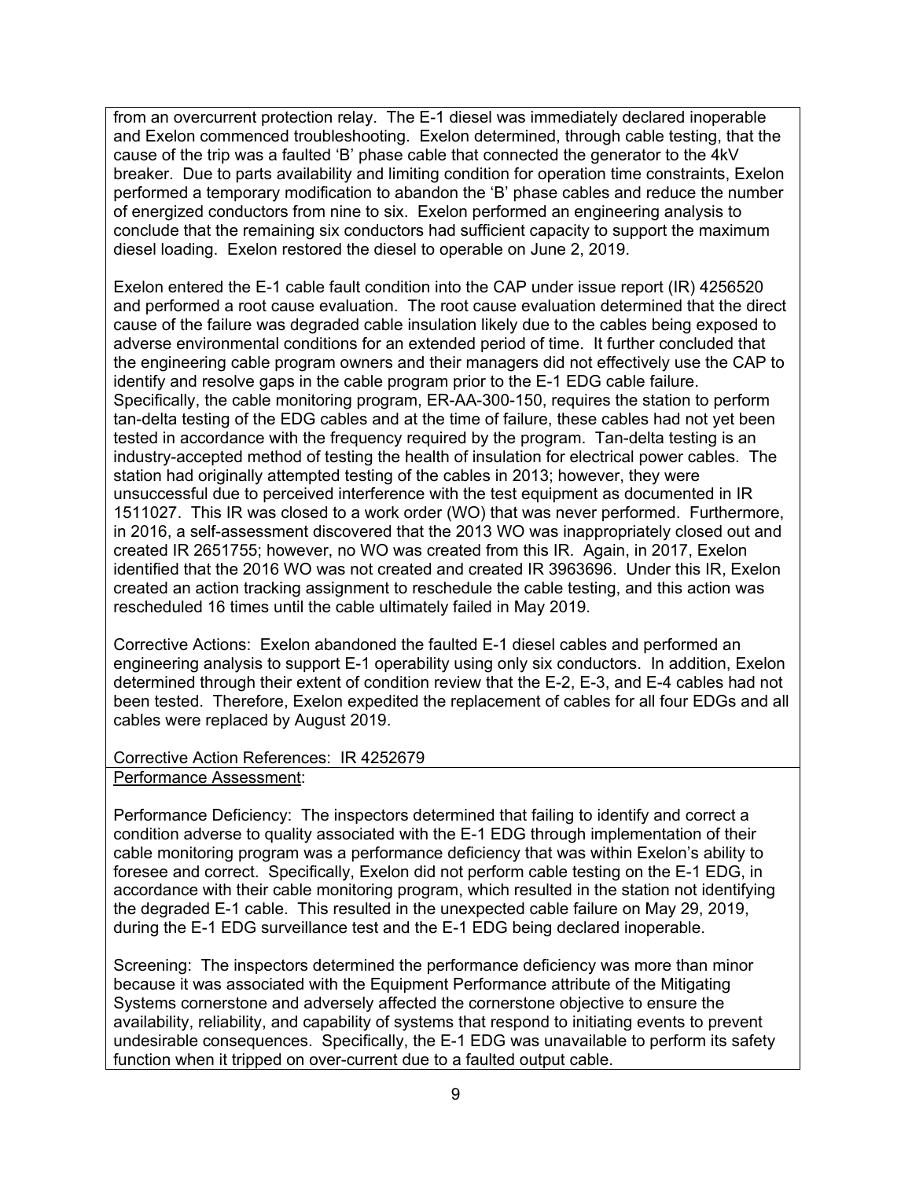from an overcurrent protection relay. The E-1 diesel was immediately declared inoperable and Exelon commenced troubleshooting. Exelon determined, through cable testing, that the cause of the trip was a faulted 'B' phase cable that connected the generator to the 4kV breaker. Due to parts availability and limiting condition for operation time constraints, Exelon performed a temporary modification to abandon the 'B' phase cables and reduce the number of energized conductors from nine to six. Exelon performed an engineering analysis to conclude that the remaining six conductors had sufficient capacity to support the maximum diesel loading. Exelon restored the diesel to operable on June 2, 2019.

Exelon entered the E-1 cable fault condition into the CAP under issue report (IR) 4256520 and performed a root cause evaluation. The root cause evaluation determined that the direct cause of the failure was degraded cable insulation likely due to the cables being exposed to adverse environmental conditions for an extended period of time. It further concluded that the engineering cable program owners and their managers did not effectively use the CAP to identify and resolve gaps in the cable program prior to the E-1 EDG cable failure. Specifically, the cable monitoring program, ER-AA-300-150, requires the station to perform tan-delta testing of the EDG cables and at the time of failure, these cables had not yet been tested in accordance with the frequency required by the program. Tan-delta testing is an industry-accepted method of testing the health of insulation for electrical power cables. The station had originally attempted testing of the cables in 2013; however, they were unsuccessful due to perceived interference with the test equipment as documented in IR 1511027. This IR was closed to a work order (WO) that was never performed. Furthermore, in 2016, a self-assessment discovered that the 2013 WO was inappropriately closed out and created IR 2651755; however, no WO was created from this IR. Again, in 2017, Exelon identified that the 2016 WO was not created and created IR 3963696. Under this IR, Exelon created an action tracking assignment to reschedule the cable testing, and this action was rescheduled 16 times until the cable ultimately failed in May 2019.

Corrective Actions: Exelon abandoned the faulted E-1 diesel cables and performed an engineering analysis to support E-1 operability using only six conductors. In addition, Exelon determined through their extent of condition review that the E-2, E-3, and E-4 cables had not been tested. Therefore, Exelon expedited the replacement of cables for all four EDGs and all cables were replaced by August 2019.

Corrective Action References: IR 4252679

Performance Assessment:

Performance Deficiency: The inspectors determined that failing to identify and correct a condition adverse to quality associated with the E-1 EDG through implementation of their cable monitoring program was a performance deficiency that was within Exelon's ability to foresee and correct. Specifically, Exelon did not perform cable testing on the E-1 EDG, in accordance with their cable monitoring program, which resulted in the station not identifying the degraded E-1 cable. This resulted in the unexpected cable failure on May 29, 2019, during the E-1 EDG surveillance test and the E-1 EDG being declared inoperable.

Screening: The inspectors determined the performance deficiency was more than minor because it was associated with the Equipment Performance attribute of the Mitigating Systems cornerstone and adversely affected the cornerstone objective to ensure the availability, reliability, and capability of systems that respond to initiating events to prevent undesirable consequences. Specifically, the E-1 EDG was unavailable to perform its safety function when it tripped on over-current due to a faulted output cable.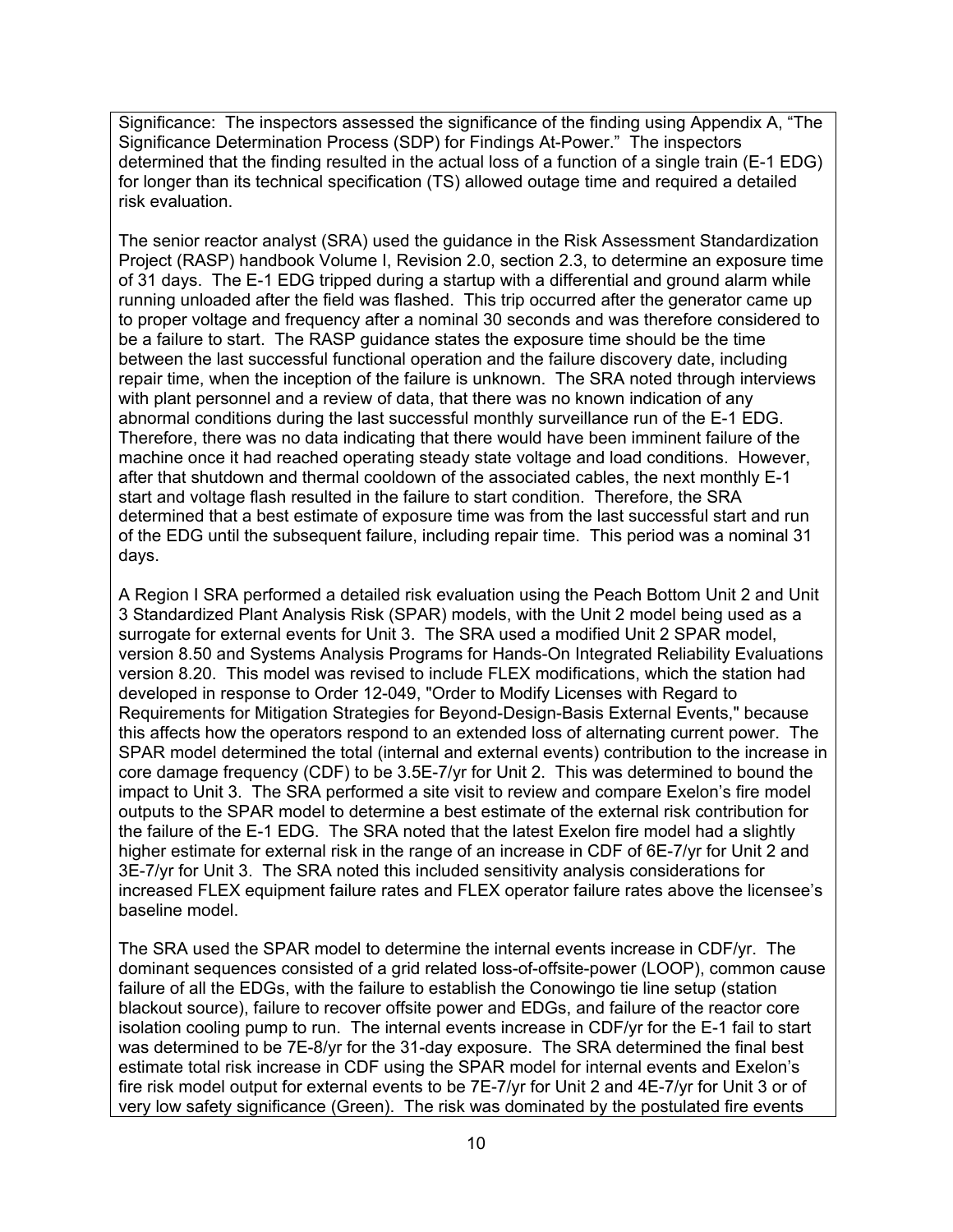Significance: The inspectors assessed the significance of the finding using Appendix A, "The Significance Determination Process (SDP) for Findings At-Power." The inspectors determined that the finding resulted in the actual loss of a function of a single train (E-1 EDG) for longer than its technical specification (TS) allowed outage time and required a detailed risk evaluation.

The senior reactor analyst (SRA) used the guidance in the Risk Assessment Standardization Project (RASP) handbook Volume I, Revision 2.0, section 2.3, to determine an exposure time of 31 days. The E-1 EDG tripped during a startup with a differential and ground alarm while running unloaded after the field was flashed. This trip occurred after the generator came up to proper voltage and frequency after a nominal 30 seconds and was therefore considered to be a failure to start. The RASP guidance states the exposure time should be the time between the last successful functional operation and the failure discovery date, including repair time, when the inception of the failure is unknown. The SRA noted through interviews with plant personnel and a review of data, that there was no known indication of any abnormal conditions during the last successful monthly surveillance run of the E-1 EDG. Therefore, there was no data indicating that there would have been imminent failure of the machine once it had reached operating steady state voltage and load conditions. However, after that shutdown and thermal cooldown of the associated cables, the next monthly E-1 start and voltage flash resulted in the failure to start condition. Therefore, the SRA determined that a best estimate of exposure time was from the last successful start and run of the EDG until the subsequent failure, including repair time. This period was a nominal 31 days.

A Region I SRA performed a detailed risk evaluation using the Peach Bottom Unit 2 and Unit 3 Standardized Plant Analysis Risk (SPAR) models, with the Unit 2 model being used as a surrogate for external events for Unit 3. The SRA used a modified Unit 2 SPAR model, version 8.50 and Systems Analysis Programs for Hands-On Integrated Reliability Evaluations version 8.20. This model was revised to include FLEX modifications, which the station had developed in response to Order 12-049, "Order to Modify Licenses with Regard to Requirements for Mitigation Strategies for Beyond-Design-Basis External Events," because this affects how the operators respond to an extended loss of alternating current power. The SPAR model determined the total (internal and external events) contribution to the increase in core damage frequency (CDF) to be 3.5E-7/yr for Unit 2. This was determined to bound the impact to Unit 3. The SRA performed a site visit to review and compare Exelon's fire model outputs to the SPAR model to determine a best estimate of the external risk contribution for the failure of the E-1 EDG. The SRA noted that the latest Exelon fire model had a slightly higher estimate for external risk in the range of an increase in CDF of 6E-7/yr for Unit 2 and 3E-7/yr for Unit 3. The SRA noted this included sensitivity analysis considerations for increased FLEX equipment failure rates and FLEX operator failure rates above the licensee's baseline model.

The SRA used the SPAR model to determine the internal events increase in CDF/yr. The dominant sequences consisted of a grid related loss-of-offsite-power (LOOP), common cause failure of all the EDGs, with the failure to establish the Conowingo tie line setup (station blackout source), failure to recover offsite power and EDGs, and failure of the reactor core isolation cooling pump to run. The internal events increase in CDF/yr for the E-1 fail to start was determined to be 7E-8/yr for the 31-day exposure. The SRA determined the final best estimate total risk increase in CDF using the SPAR model for internal events and Exelon's fire risk model output for external events to be 7E-7/yr for Unit 2 and 4E-7/yr for Unit 3 or of very low safety significance (Green). The risk was dominated by the postulated fire events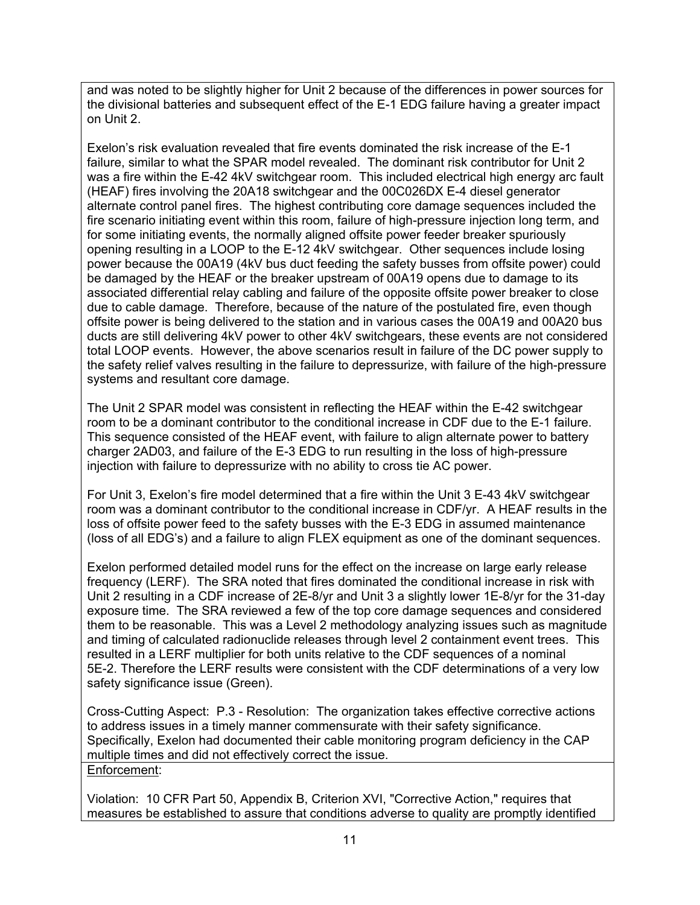and was noted to be slightly higher for Unit 2 because of the differences in power sources for the divisional batteries and subsequent effect of the E-1 EDG failure having a greater impact on Unit 2.

Exelon's risk evaluation revealed that fire events dominated the risk increase of the E-1 failure, similar to what the SPAR model revealed. The dominant risk contributor for Unit 2 was a fire within the E-42 4kV switchgear room. This included electrical high energy arc fault (HEAF) fires involving the 20A18 switchgear and the 00C026DX E-4 diesel generator alternate control panel fires. The highest contributing core damage sequences included the fire scenario initiating event within this room, failure of high-pressure injection long term, and for some initiating events, the normally aligned offsite power feeder breaker spuriously opening resulting in a LOOP to the E-12 4kV switchgear. Other sequences include losing power because the 00A19 (4kV bus duct feeding the safety busses from offsite power) could be damaged by the HEAF or the breaker upstream of 00A19 opens due to damage to its associated differential relay cabling and failure of the opposite offsite power breaker to close due to cable damage. Therefore, because of the nature of the postulated fire, even though offsite power is being delivered to the station and in various cases the 00A19 and 00A20 bus ducts are still delivering 4kV power to other 4kV switchgears, these events are not considered total LOOP events. However, the above scenarios result in failure of the DC power supply to the safety relief valves resulting in the failure to depressurize, with failure of the high-pressure systems and resultant core damage.

The Unit 2 SPAR model was consistent in reflecting the HEAF within the E-42 switchgear room to be a dominant contributor to the conditional increase in CDF due to the E-1 failure. This sequence consisted of the HEAF event, with failure to align alternate power to battery charger 2AD03, and failure of the E-3 EDG to run resulting in the loss of high-pressure injection with failure to depressurize with no ability to cross tie AC power.

For Unit 3, Exelon's fire model determined that a fire within the Unit 3 E-43 4kV switchgear room was a dominant contributor to the conditional increase in CDF/yr. A HEAF results in the loss of offsite power feed to the safety busses with the E-3 EDG in assumed maintenance (loss of all EDG's) and a failure to align FLEX equipment as one of the dominant sequences.

Exelon performed detailed model runs for the effect on the increase on large early release frequency (LERF). The SRA noted that fires dominated the conditional increase in risk with Unit 2 resulting in a CDF increase of 2E-8/yr and Unit 3 a slightly lower 1E-8/yr for the 31-day exposure time. The SRA reviewed a few of the top core damage sequences and considered them to be reasonable. This was a Level 2 methodology analyzing issues such as magnitude and timing of calculated radionuclide releases through level 2 containment event trees. This resulted in a LERF multiplier for both units relative to the CDF sequences of a nominal 5E-2. Therefore the LERF results were consistent with the CDF determinations of a very low safety significance issue (Green).

Cross-Cutting Aspect: P.3 - Resolution: The organization takes effective corrective actions to address issues in a timely manner commensurate with their safety significance. Specifically, Exelon had documented their cable monitoring program deficiency in the CAP multiple times and did not effectively correct the issue.

Enforcement:

Violation: 10 CFR Part 50, Appendix B, Criterion XVI, "Corrective Action," requires that measures be established to assure that conditions adverse to quality are promptly identified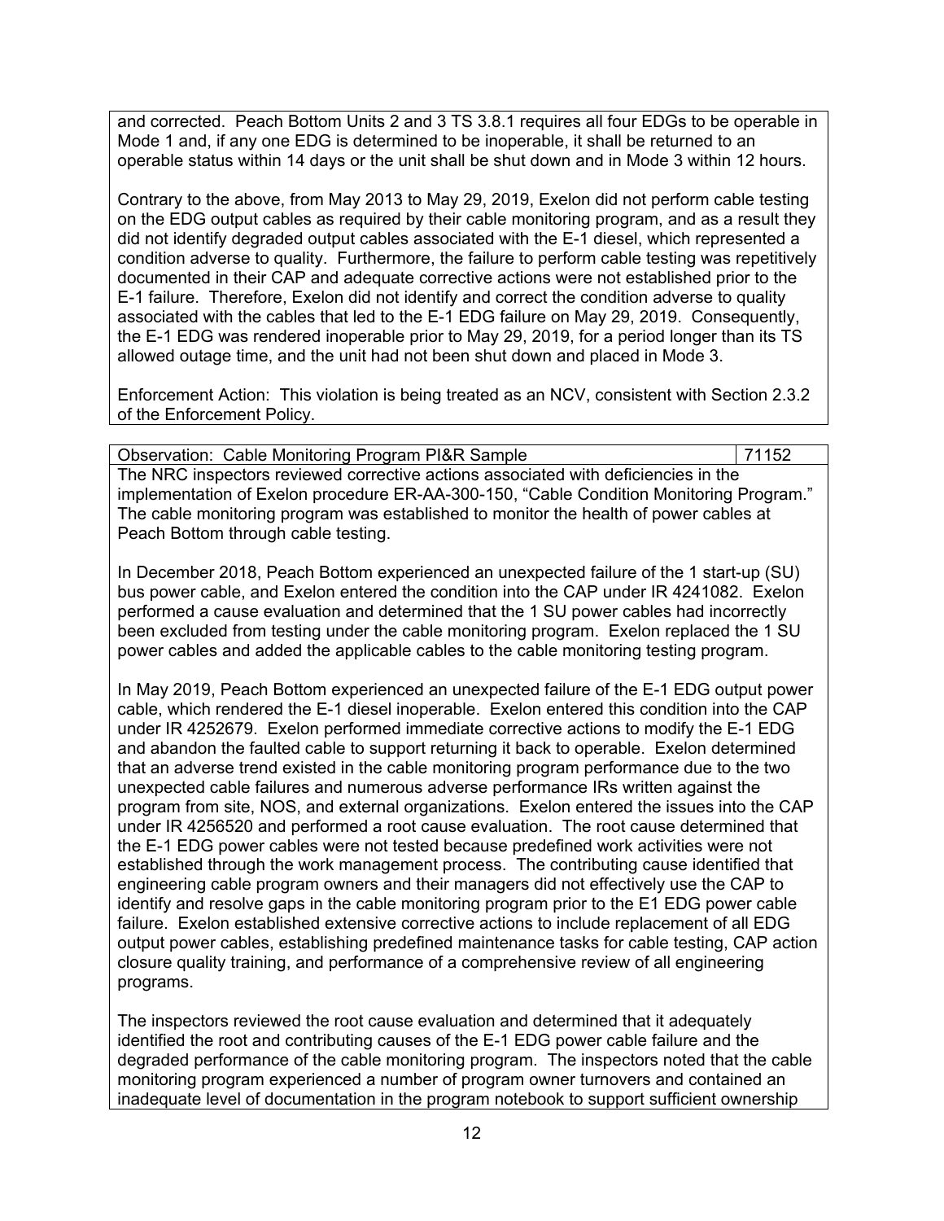and corrected. Peach Bottom Units 2 and 3 TS 3.8.1 requires all four EDGs to be operable in Mode 1 and, if any one EDG is determined to be inoperable, it shall be returned to an operable status within 14 days or the unit shall be shut down and in Mode 3 within 12 hours.

Contrary to the above, from May 2013 to May 29, 2019, Exelon did not perform cable testing on the EDG output cables as required by their cable monitoring program, and as a result they did not identify degraded output cables associated with the E-1 diesel, which represented a condition adverse to quality. Furthermore, the failure to perform cable testing was repetitively documented in their CAP and adequate corrective actions were not established prior to the E-1 failure. Therefore, Exelon did not identify and correct the condition adverse to quality associated with the cables that led to the E-1 EDG failure on May 29, 2019. Consequently, the E-1 EDG was rendered inoperable prior to May 29, 2019, for a period longer than its TS allowed outage time, and the unit had not been shut down and placed in Mode 3.

Enforcement Action: This violation is being treated as an NCV, consistent with Section 2.3.2 of the Enforcement Policy.

| Observation: Cable Monitoring Program PI&R Sample | 71152 |
|---|---|

The NRC inspectors reviewed corrective actions associated with deficiencies in the implementation of Exelon procedure ER-AA-300-150, "Cable Condition Monitoring Program." The cable monitoring program was established to monitor the health of power cables at Peach Bottom through cable testing.

In December 2018, Peach Bottom experienced an unexpected failure of the 1 start-up (SU) bus power cable, and Exelon entered the condition into the CAP under IR 4241082. Exelon performed a cause evaluation and determined that the 1 SU power cables had incorrectly been excluded from testing under the cable monitoring program. Exelon replaced the 1 SU power cables and added the applicable cables to the cable monitoring testing program.

In May 2019, Peach Bottom experienced an unexpected failure of the E-1 EDG output power cable, which rendered the E-1 diesel inoperable. Exelon entered this condition into the CAP under IR 4252679. Exelon performed immediate corrective actions to modify the E-1 EDG and abandon the faulted cable to support returning it back to operable. Exelon determined that an adverse trend existed in the cable monitoring program performance due to the two unexpected cable failures and numerous adverse performance IRs written against the program from site, NOS, and external organizations. Exelon entered the issues into the CAP under IR 4256520 and performed a root cause evaluation. The root cause determined that the E-1 EDG power cables were not tested because predefined work activities were not established through the work management process. The contributing cause identified that engineering cable program owners and their managers did not effectively use the CAP to identify and resolve gaps in the cable monitoring program prior to the E1 EDG power cable failure. Exelon established extensive corrective actions to include replacement of all EDG output power cables, establishing predefined maintenance tasks for cable testing, CAP action closure quality training, and performance of a comprehensive review of all engineering programs.

The inspectors reviewed the root cause evaluation and determined that it adequately identified the root and contributing causes of the E-1 EDG power cable failure and the degraded performance of the cable monitoring program. The inspectors noted that the cable monitoring program experienced a number of program owner turnovers and contained an inadequate level of documentation in the program notebook to support sufficient ownership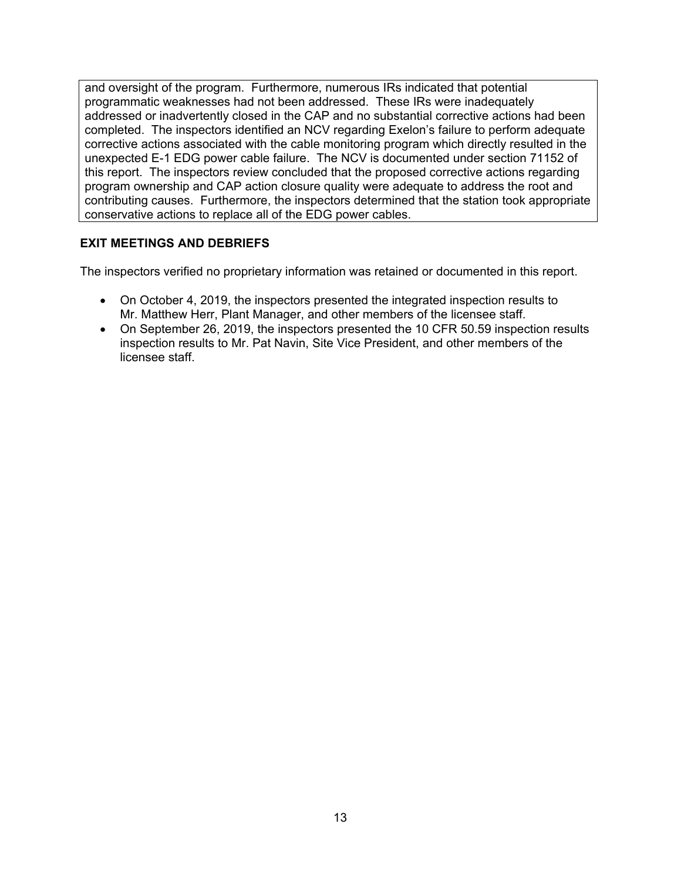and oversight of the program. Furthermore, numerous IRs indicated that potential programmatic weaknesses had not been addressed. These IRs were inadequately addressed or inadvertently closed in the CAP and no substantial corrective actions had been completed. The inspectors identified an NCV regarding Exelon's failure to perform adequate corrective actions associated with the cable monitoring program which directly resulted in the unexpected E-1 EDG power cable failure. The NCV is documented under section 71152 of this report. The inspectors review concluded that the proposed corrective actions regarding program ownership and CAP action closure quality were adequate to address the root and contributing causes. Furthermore, the inspectors determined that the station took appropriate conservative actions to replace all of the EDG power cables.

**EXIT MEETINGS AND DEBRIEFS**

The inspectors verified no proprietary information was retained or documented in this report.

- On October 4, 2019, the inspectors presented the integrated inspection results to Mr. Matthew Herr, Plant Manager, and other members of the licensee staff.
- On September 26, 2019, the inspectors presented the 10 CFR 50.59 inspection results inspection results to Mr. Pat Navin, Site Vice President, and other members of the licensee staff.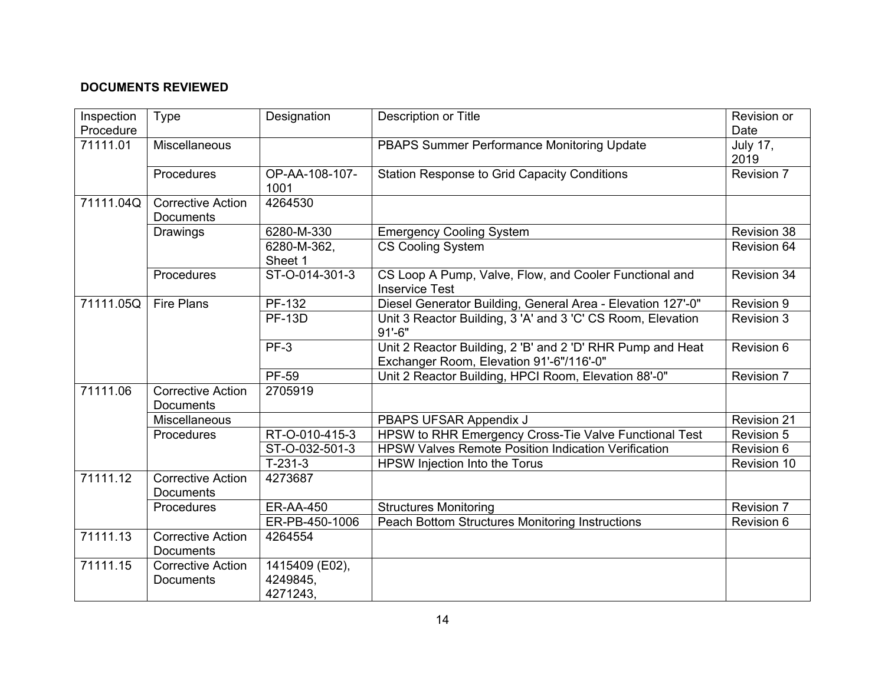**DOCUMENTS REVIEWED**

| Inspection Procedure | Type | Designation | Description or Title | Revision or Date |
|---|---|---|---|---|
| 71111.01 | Miscellaneous | | PBAPS Summer Performance Monitoring Update | July 17, 2019 |
| | Procedures | OP-AA-108-107-1001 | Station Response to Grid Capacity Conditions | Revision 7 |
| 71111.04Q | Corrective Action Documents | 4264530 | | |
| | Drawings | 6280-M-330 | Emergency Cooling System | Revision 38 |
| | | 6280-M-362, Sheet 1 | CS Cooling System | Revision 64 |
| | Procedures | ST-O-014-301-3 | CS Loop A Pump, Valve, Flow, and Cooler Functional and Inservice Test | Revision 34 |
| 71111.05Q | Fire Plans | PF-132 | Diesel Generator Building, General Area - Elevation 127'-0" | Revision 9 |
| | | PF-13D | Unit 3 Reactor Building, 3 'A' and 3 'C' CS Room, Elevation 91'-6" | Revision 3 |
| | | PF-3 | Unit 2 Reactor Building, 2 'B' and 2 'D' RHR Pump and Heat Exchanger Room, Elevation 91'-6"/116'-0" | Revision 6 |
| | | PF-59 | Unit 2 Reactor Building, HPCI Room, Elevation 88'-0" | Revision 7 |
| 71111.06 | Corrective Action Documents | 2705919 | | |
| | Miscellaneous | | PBAPS UFSAR Appendix J | Revision 21 |
| | Procedures | RT-O-010-415-3 | HPSW to RHR Emergency Cross-Tie Valve Functional Test | Revision 5 |
| | | ST-O-032-501-3 | HPSW Valves Remote Position Indication Verification | Revision 6 |
| | | T-231-3 | HPSW Injection Into the Torus | Revision 10 |
| 71111.12 | Corrective Action Documents | 4273687 | | |
| | Procedures | ER-AA-450 | Structures Monitoring | Revision 7 |
| | | ER-PB-450-1006 | Peach Bottom Structures Monitoring Instructions | Revision 6 |
| 71111.13 | Corrective Action Documents | 4264554 | | |
| 71111.15 | Corrective Action Documents | 1415409 (E02), 4249845, 4271243, | | |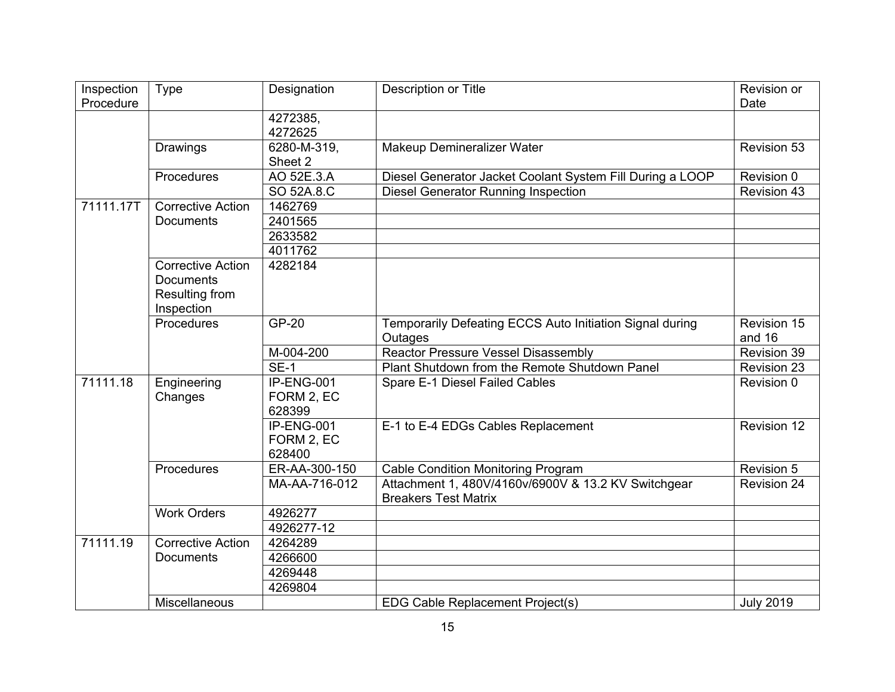| Inspection Procedure | Type | Designation | Description or Title | Revision or Date |
|---|---|---|---|---|
| | | 4272385, 4272625 | | |
| | Drawings | 6280-M-319, Sheet 2 | Makeup Demineralizer Water | Revision 53 |
| | Procedures | AO 52E.3.A | Diesel Generator Jacket Coolant System Fill During a LOOP | Revision 0 |
| | | SO 52A.8.C | Diesel Generator Running Inspection | Revision 43 |
| 71111.17T | Corrective Action Documents | 1462769 | | |
| | | 2401565 | | |
| | | 2633582 | | |
| | | 4011762 | | |
| | Corrective Action Documents Resulting from Inspection | 4282184 | | |
| | Procedures | GP-20 | Temporarily Defeating ECCS Auto Initiation Signal during Outages | Revision 15 and 16 |
| | | M-004-200 | Reactor Pressure Vessel Disassembly | Revision 39 |
| | | SE-1 | Plant Shutdown from the Remote Shutdown Panel | Revision 23 |
| 71111.18 | Engineering Changes | IP-ENG-001 FORM 2, EC 628399 | Spare E-1 Diesel Failed Cables | Revision 0 |
| | | IP-ENG-001 FORM 2, EC 628400 | E-1 to E-4 EDGs Cables Replacement | Revision 12 |
| | Procedures | ER-AA-300-150 | Cable Condition Monitoring Program | Revision 5 |
| | | MA-AA-716-012 | Attachment 1, 480V/4160v/6900V & 13.2 KV Switchgear Breakers Test Matrix | Revision 24 |
| | Work Orders | 4926277 | | |
| | | 4926277-12 | | |
| 71111.19 | Corrective Action Documents | 4264289 | | |
| | | 4266600 | | |
| | | 4269448 | | |
| | | 4269804 | | |
| | Miscellaneous | | EDG Cable Replacement Project(s) | July 2019 |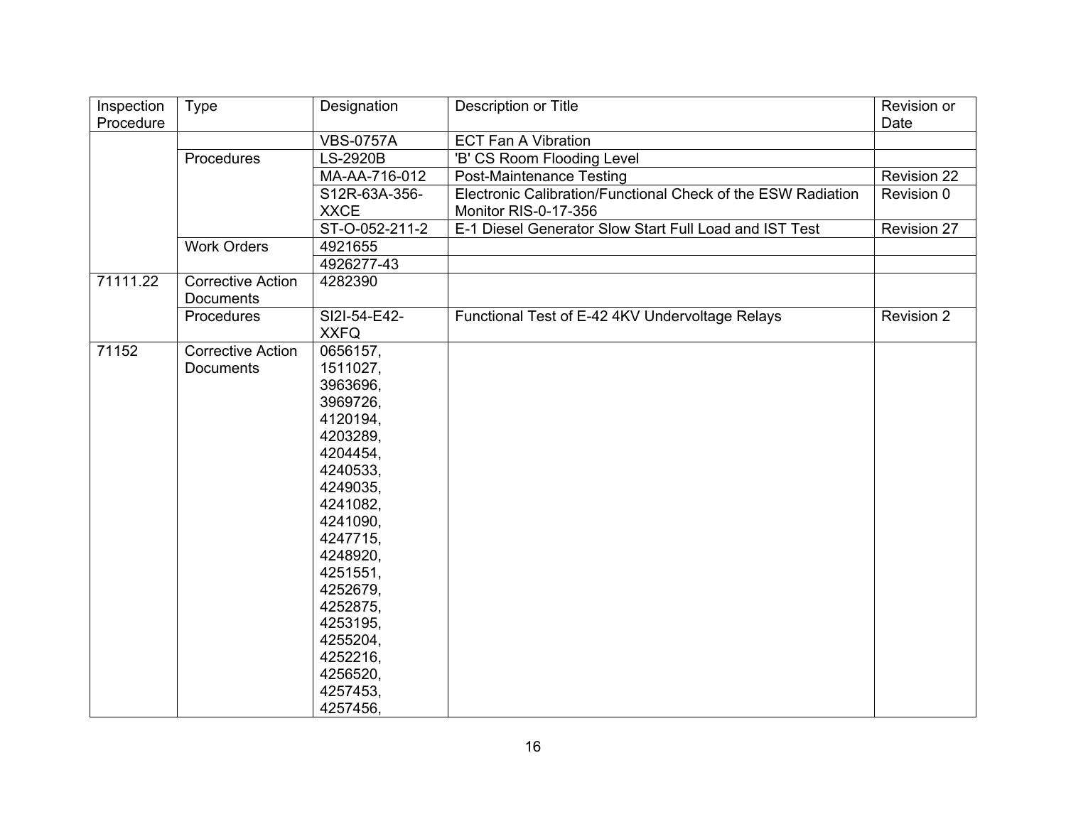| Inspection Procedure | Type | Designation | Description or Title | Revision or Date |
|---|---|---|---|---|
| | | VBS-0757A | ECT Fan A Vibration | |
| | Procedures | LS-2920B | 'B' CS Room Flooding Level | |
| | | MA-AA-716-012 | Post-Maintenance Testing | Revision 22 |
| | | S12R-63A-356-XXCE | Electronic Calibration/Functional Check of the ESW Radiation Monitor RIS-0-17-356 | Revision 0 |
| | | ST-O-052-211-2 | E-1 Diesel Generator Slow Start Full Load and IST Test | Revision 27 |
| | Work Orders | 4921655 | | |
| | | 4926277-43 | | |
| 71111.22 | Corrective Action Documents | 4282390 | | |
| | Procedures | SI2I-54-E42-XXFQ | Functional Test of E-42 4KV Undervoltage Relays | Revision 2 |
| 71152 | Corrective Action Documents | 0656157, 1511027, 3963696, 3969726, 4120194, 4203289, 4204454, 4240533, 4249035, 4241082, 4241090, 4247715, 4248920, 4251551, 4252679, 4252875, 4253195, 4255204, 4252216, 4256520, 4257453, 4257456, | | |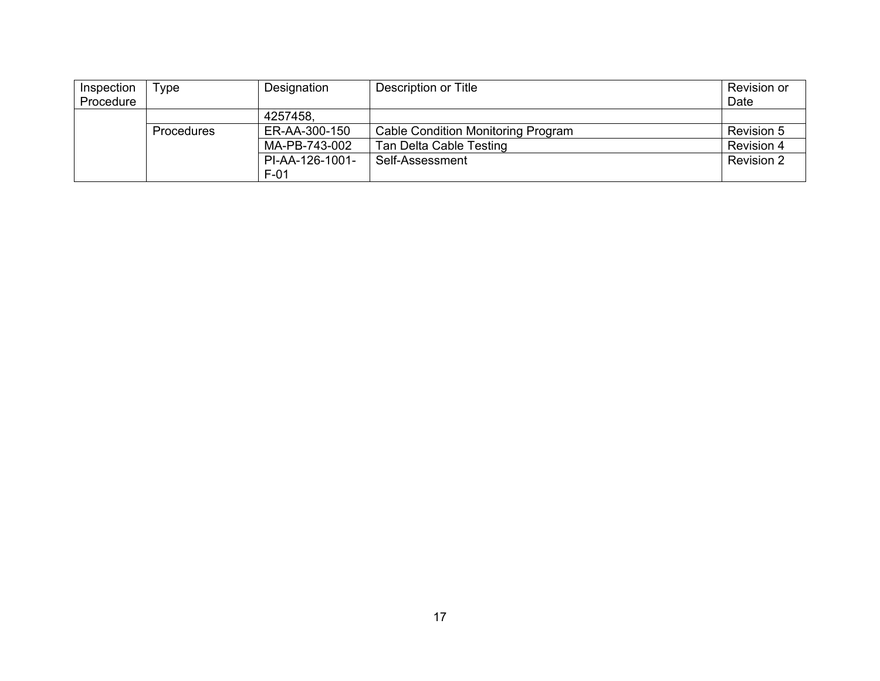| Inspection Procedure | Type | Designation | Description or Title | Revision or Date |
| --- | --- | --- | --- | --- |
| | | 4257458, | | |
| | Procedures | ER-AA-300-150 | Cable Condition Monitoring Program | Revision 5 |
| | | MA-PB-743-002 | Tan Delta Cable Testing | Revision 4 |
| | | PI-AA-126-1001-F-01 | Self-Assessment | Revision 2 |